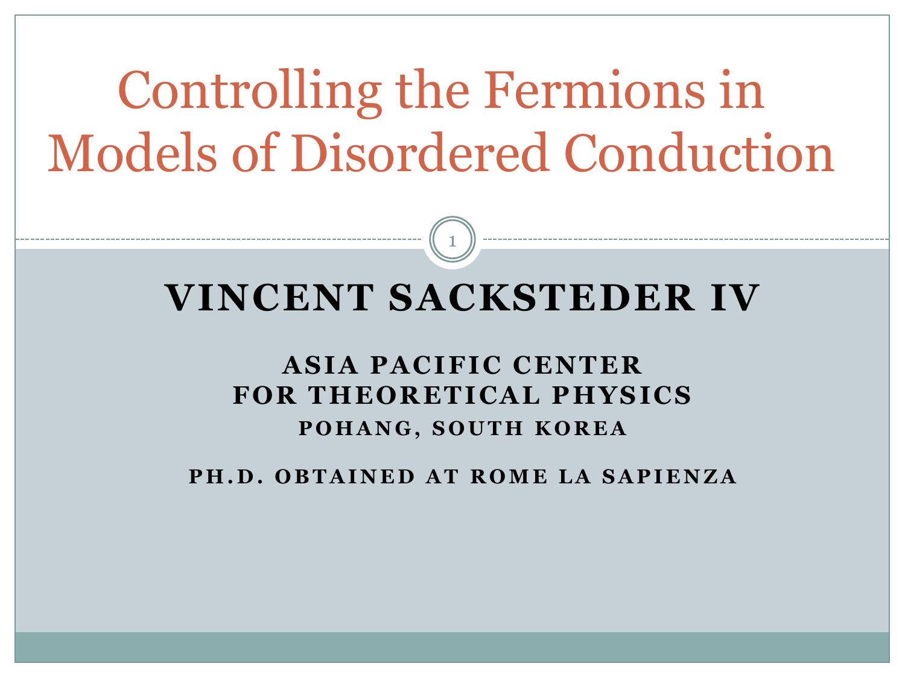# Controlling the Fermions in Models of Disordered Conduction

## VINCENT SACKSTEDER IV

**ASIA PACIFIC CENTER FOR THEORETICAL PHYSICS**

**POHANG, SOUTH KOREA**

**PH.D. OBTAINED AT ROME LA SAPIENZA**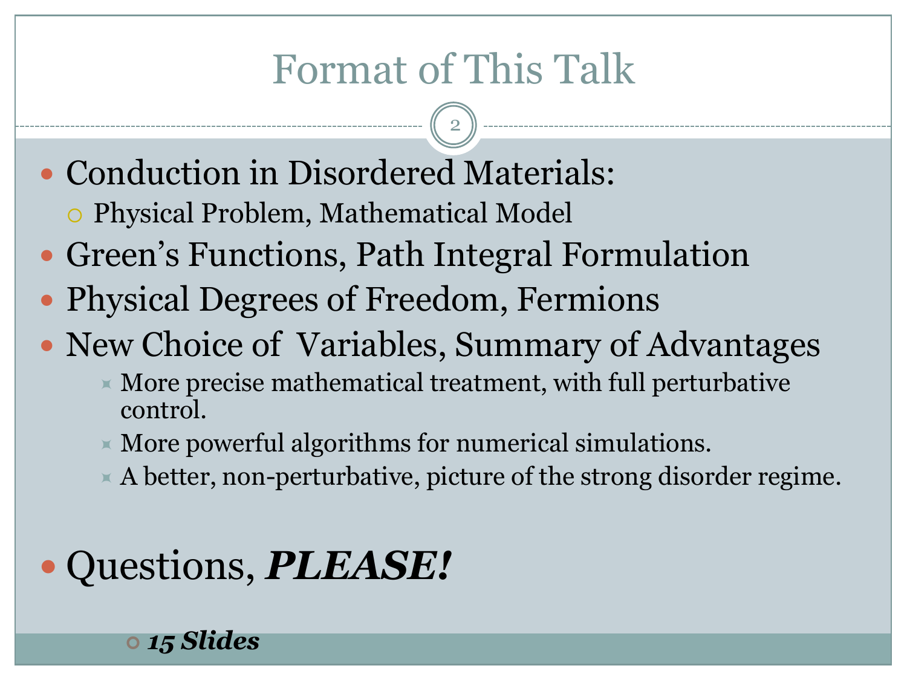# Format of This Talk

- Conduction in Disordered Materials:
  - Physical Problem, Mathematical Model
- Green's Functions, Path Integral Formulation
- Physical Degrees of Freedom, Fermions
- New Choice of Variables, Summary of Advantages
  - More precise mathematical treatment, with full perturbative control.
  - More powerful algorithms for numerical simulations.
  - A better, non-perturbative, picture of the strong disorder regime.

- Questions, ***PLEASE!***
  - ***15 Slides***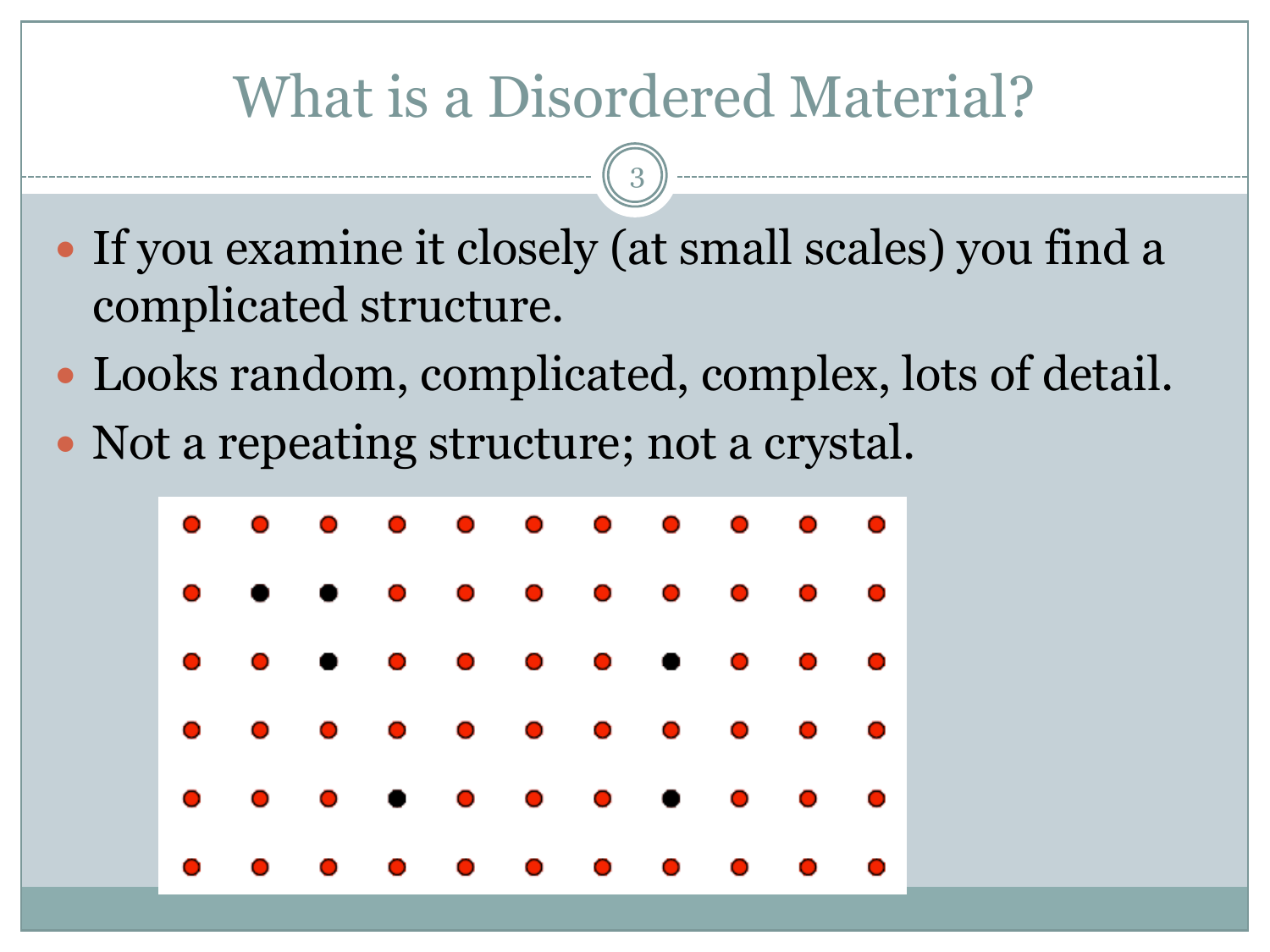# What is a Disordered Material?

- If you examine it closely (at small scales) you find a complicated structure.
- Looks random, complicated, complex, lots of detail.
- Not a repeating structure; not a crystal.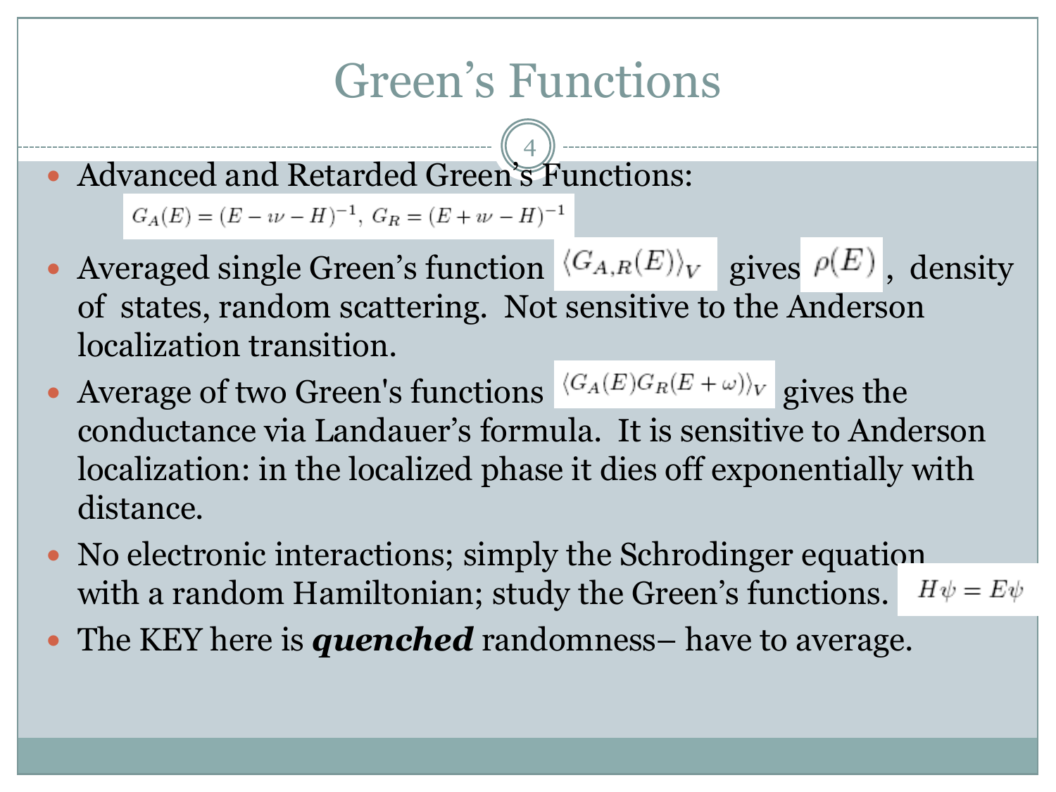# Green's Functions

- Advanced and Retarded Green's Functions:

$$G_A(E) = (E - i\nu - H)^{-1},\ G_R = (E + i\nu - H)^{-1}$$

- Averaged single Green's function $\langle G_{A,R}(E) \rangle_V$ gives $\rho(E)$, density of states, random scattering. Not sensitive to the Anderson localization transition.
- Average of two Green's functions $\langle G_A(E) G_R(E+\omega) \rangle_V$ gives the conductance via Landauer's formula. It is sensitive to Anderson localization: in the localized phase it dies off exponentially with distance.
- No electronic interactions; simply the Schrodinger equation with a random Hamiltonian; study the Green's functions. $H\psi = E\psi$
- The KEY here is ***quenched*** randomness– have to average.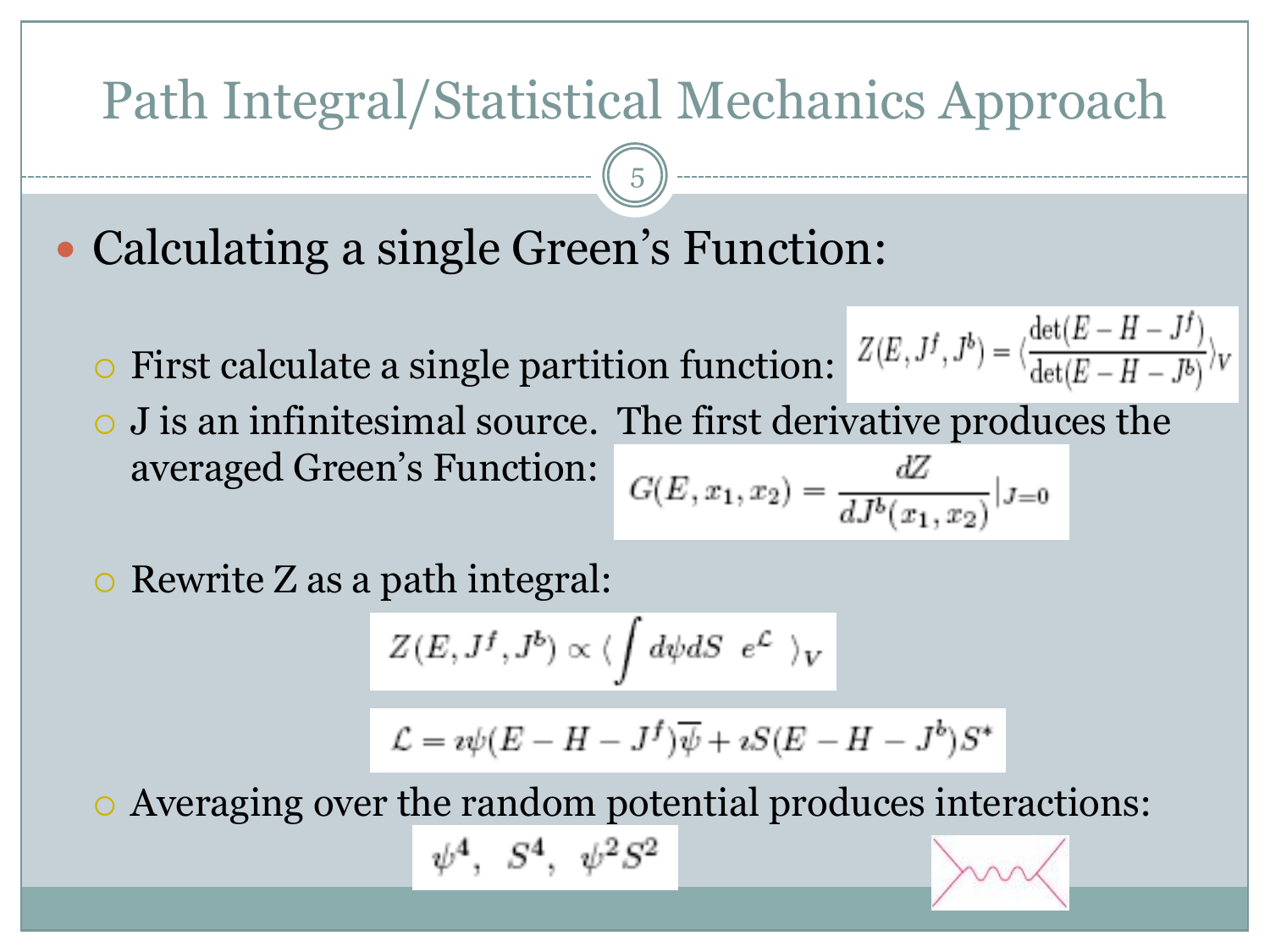# Path Integral/Statistical Mechanics Approach

- Calculating a single Green's Function:
  - First calculate a single partition function: $Z(E, J^f, J^b) = \langle \frac{\det(E - H - J^f)}{\det(E - H - J^b)} \rangle_V$
  - J is an infinitesimal source. The first derivative produces the averaged Green's Function: $G(E, x_1, x_2) = \frac{dZ}{dJ^b(x_1, x_2)}|_{J=0}$
  - Rewrite Z as a path integral:

$$Z(E, J^f, J^b) \propto \langle \int d\psi dS \;\; e^{\mathcal{L}} \;\; \rangle_V$$

$$\mathcal{L} = \imath\psi(E - H - J^f)\overline{\psi} + \imath S(E - H - J^b)S^*$$

  - Averaging over the random potential produces interactions:

$$\psi^4, \;\; S^4, \;\; \psi^2 S^2$$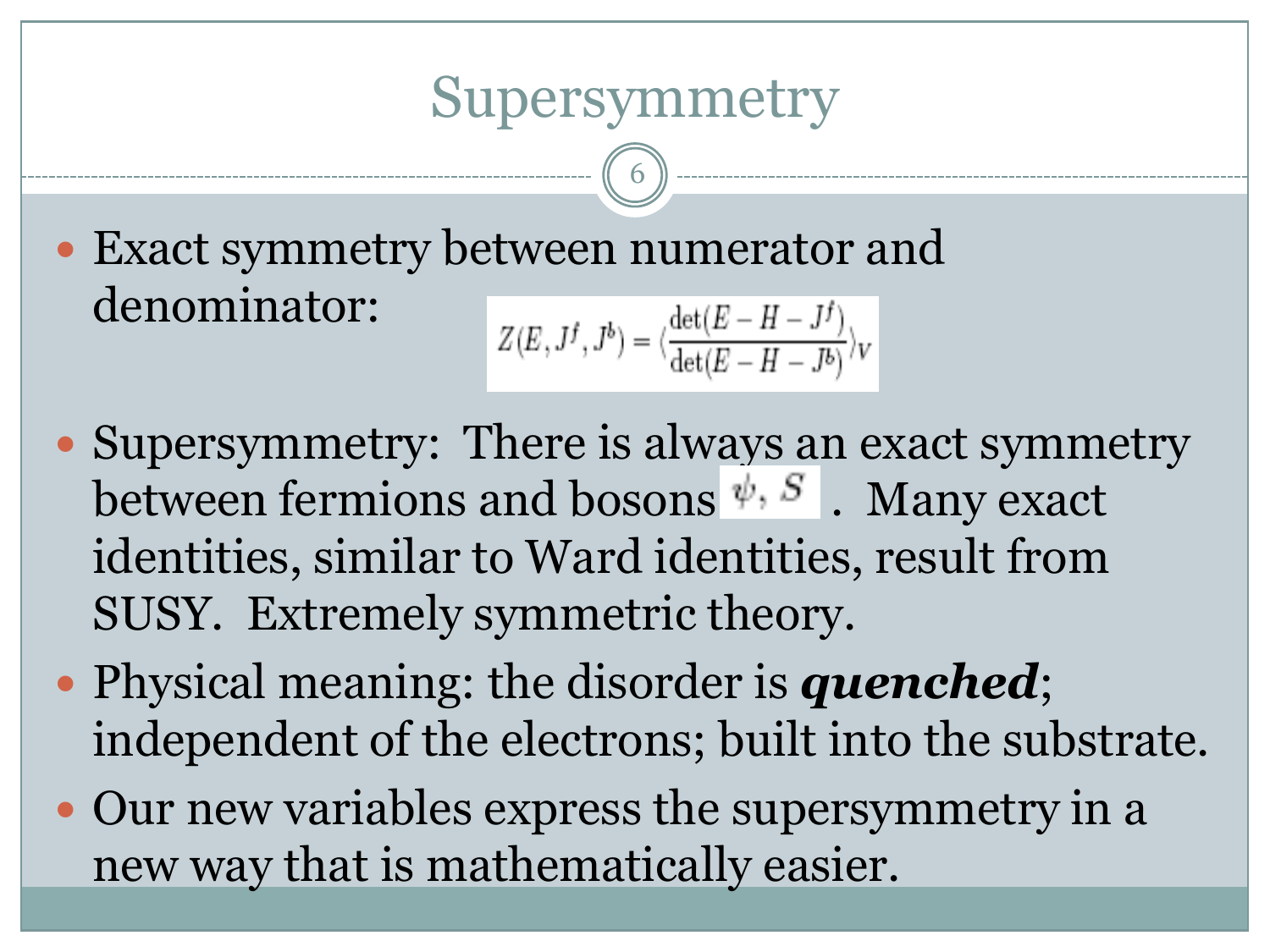# Supersymmetry

- Exact symmetry between numerator and denominator:

$$Z(E, J^f, J^b) = \langle \frac{\det(E - H - J^f)}{\det(E - H - J^b)} \rangle_V$$

- Supersymmetry: There is always an exact symmetry between fermions and bosons $\psi, S$. Many exact identities, similar to Ward identities, result from SUSY. Extremely symmetric theory.
- Physical meaning: the disorder is ***quenched***; independent of the electrons; built into the substrate.
- Our new variables express the supersymmetry in a new way that is mathematically easier.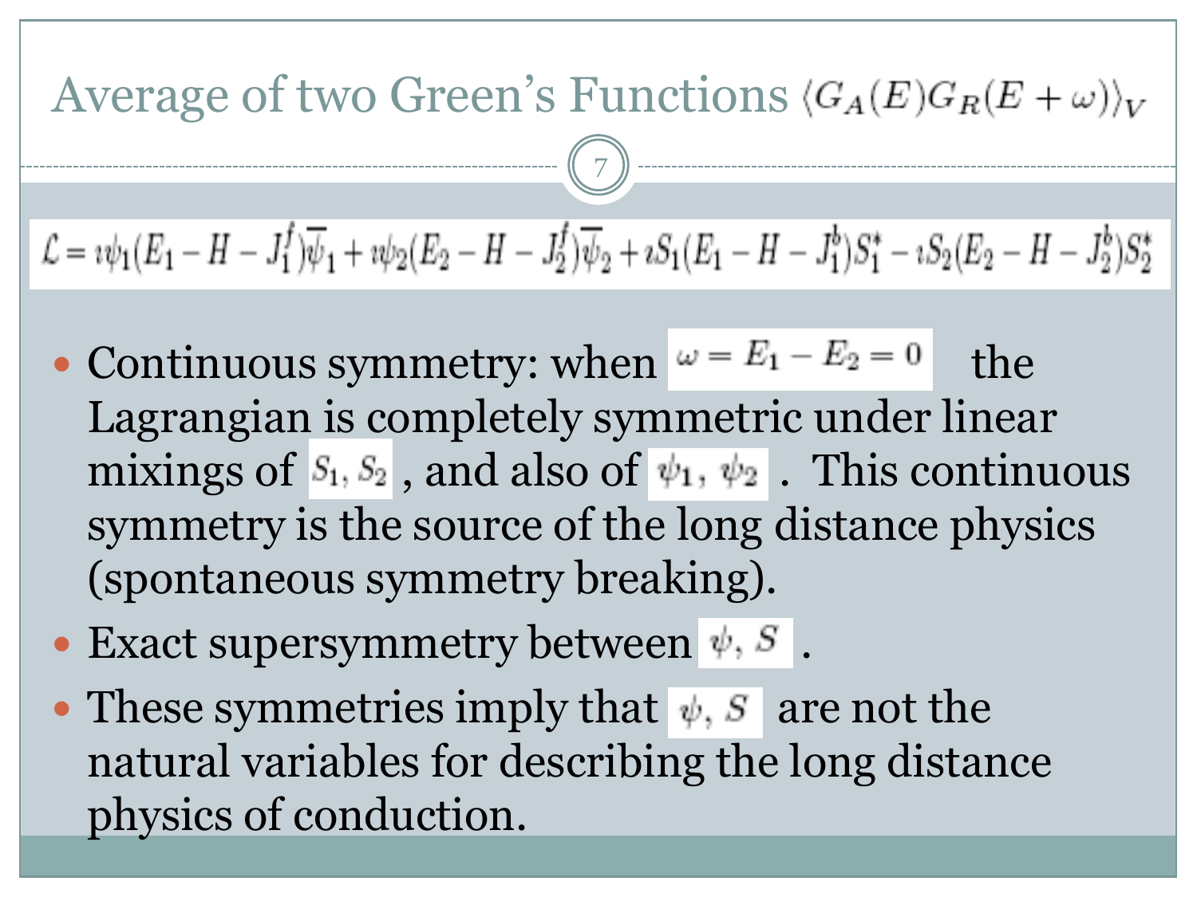# Average of two Green's Functions $\langle G_A(E) G_R(E+\omega) \rangle_V$

$$\mathcal{L} = i\psi_1(E_1 - H - J_1^f)\overline{\psi}_1 + i\psi_2(E_2 - H - J_2^f)\overline{\psi}_2 + iS_1(E_1 - H - J_1^b)S_1^* - iS_2(E_2 - H - J_2^b)S_2^*$$

- Continuous symmetry: when $\omega = E_1 - E_2 = 0$ the Lagrangian is completely symmetric under linear mixings of $S_1, S_2$, and also of $\psi_1, \psi_2$. This continuous symmetry is the source of the long distance physics (spontaneous symmetry breaking).
- Exact supersymmetry between $\psi, S$.
- These symmetries imply that $\psi, S$ are not the natural variables for describing the long distance physics of conduction.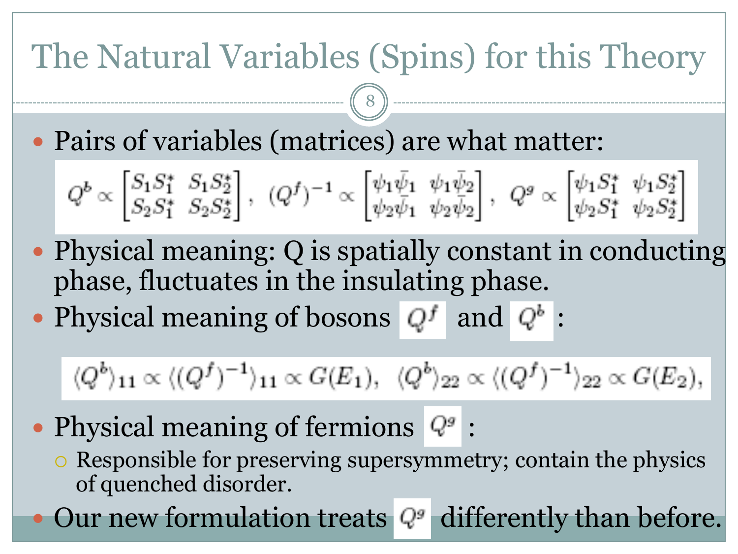# The Natural Variables (Spins) for this Theory

- Pairs of variables (matrices) are what matter:

$$Q^b \propto \begin{bmatrix} S_1 S_1^* & S_1 S_2^* \\ S_2 S_1^* & S_2 S_2^* \end{bmatrix}, \ (Q^f)^{-1} \propto \begin{bmatrix} \psi_1 \bar{\psi}_1 & \psi_1 \bar{\psi}_2 \\ \psi_2 \bar{\psi}_1 & \psi_2 \bar{\psi}_2 \end{bmatrix}, \ Q^g \propto \begin{bmatrix} \psi_1 S_1^* & \psi_1 S_2^* \\ \psi_2 S_1^* & \psi_2 S_2^* \end{bmatrix}$$

- Physical meaning: Q is spatially constant in conducting phase, fluctuates in the insulating phase.
- Physical meaning of bosons $Q^f$ and $Q^b$:

$$\langle Q^b \rangle_{11} \propto \langle (Q^f)^{-1} \rangle_{11} \propto G(E_1), \ \ \langle Q^b \rangle_{22} \propto \langle (Q^f)^{-1} \rangle_{22} \propto G(E_2),$$

- Physical meaning of fermions $Q^g$:
  - Responsible for preserving supersymmetry; contain the physics of quenched disorder.
- Our new formulation treats $Q^g$ differently than before.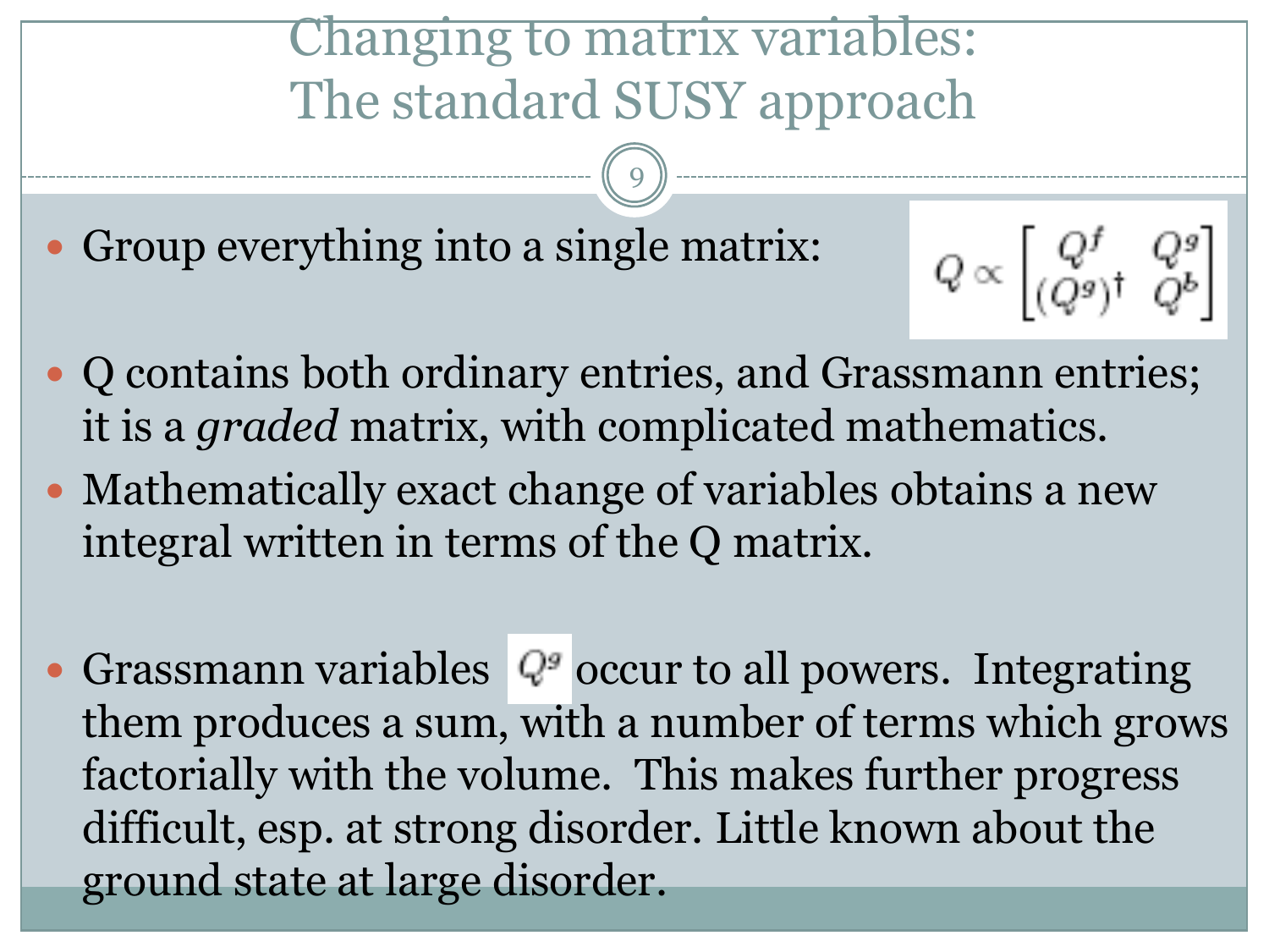# Changing to matrix variables: The standard SUSY approach

- Group everything into a single matrix:

$$Q \propto \begin{bmatrix} Q^f & Q^g \\ (Q^g)^\dagger & Q^b \end{bmatrix}$$

- Q contains both ordinary entries, and Grassmann entries; it is a *graded* matrix, with complicated mathematics.
- Mathematically exact change of variables obtains a new integral written in terms of the Q matrix.
- Grassmann variables $Q^g$ occur to all powers. Integrating them produces a sum, with a number of terms which grows factorially with the volume. This makes further progress difficult, esp. at strong disorder. Little known about the ground state at large disorder.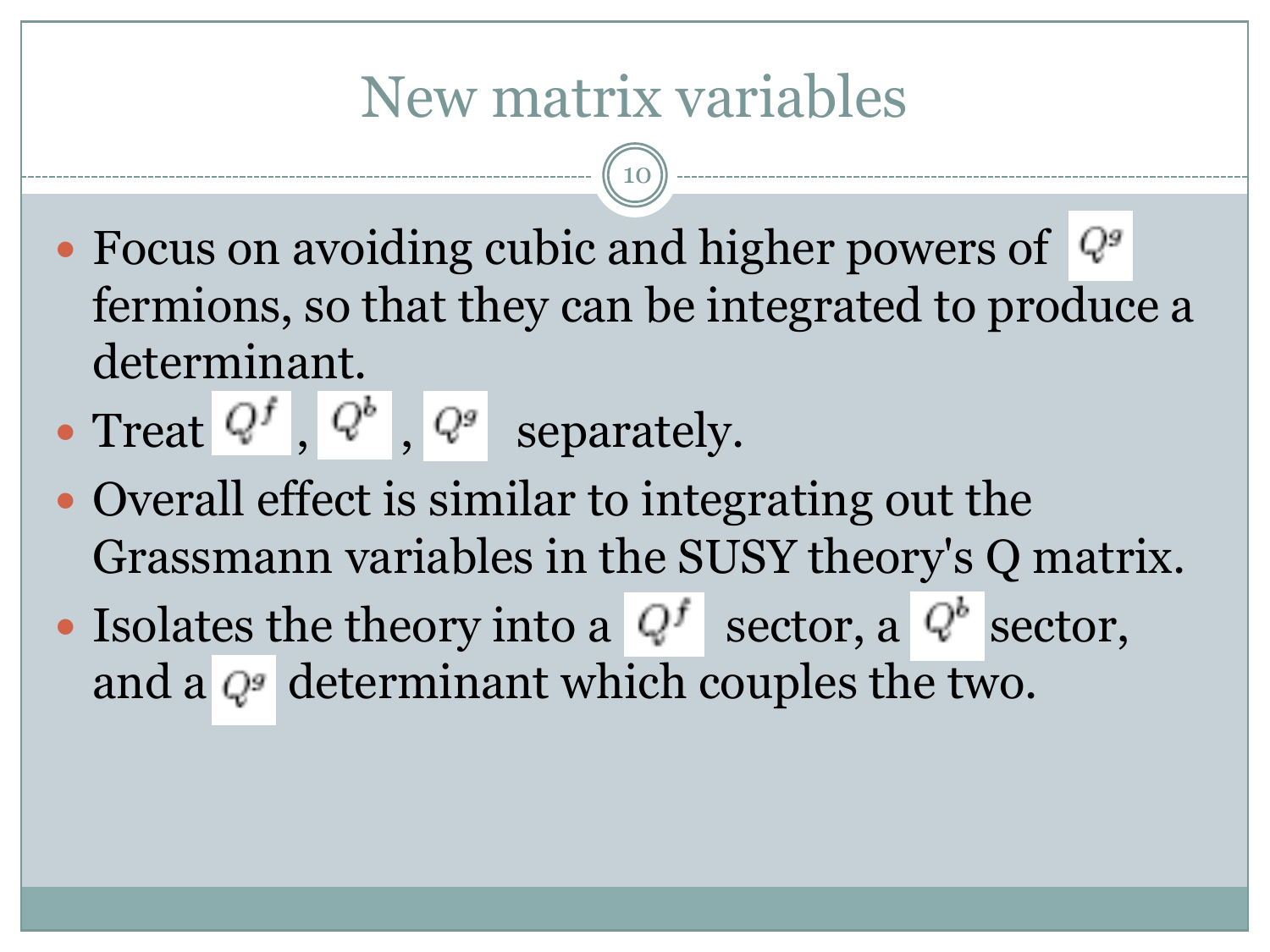# New matrix variables

- Focus on avoiding cubic and higher powers of $Q^g$ fermions, so that they can be integrated to produce a determinant.
- Treat $Q^f$, $Q^b$, $Q^g$ separately.
- Overall effect is similar to integrating out the Grassmann variables in the SUSY theory's Q matrix.
- Isolates the theory into a $Q^f$ sector, a $Q^b$ sector, and a $Q^g$ determinant which couples the two.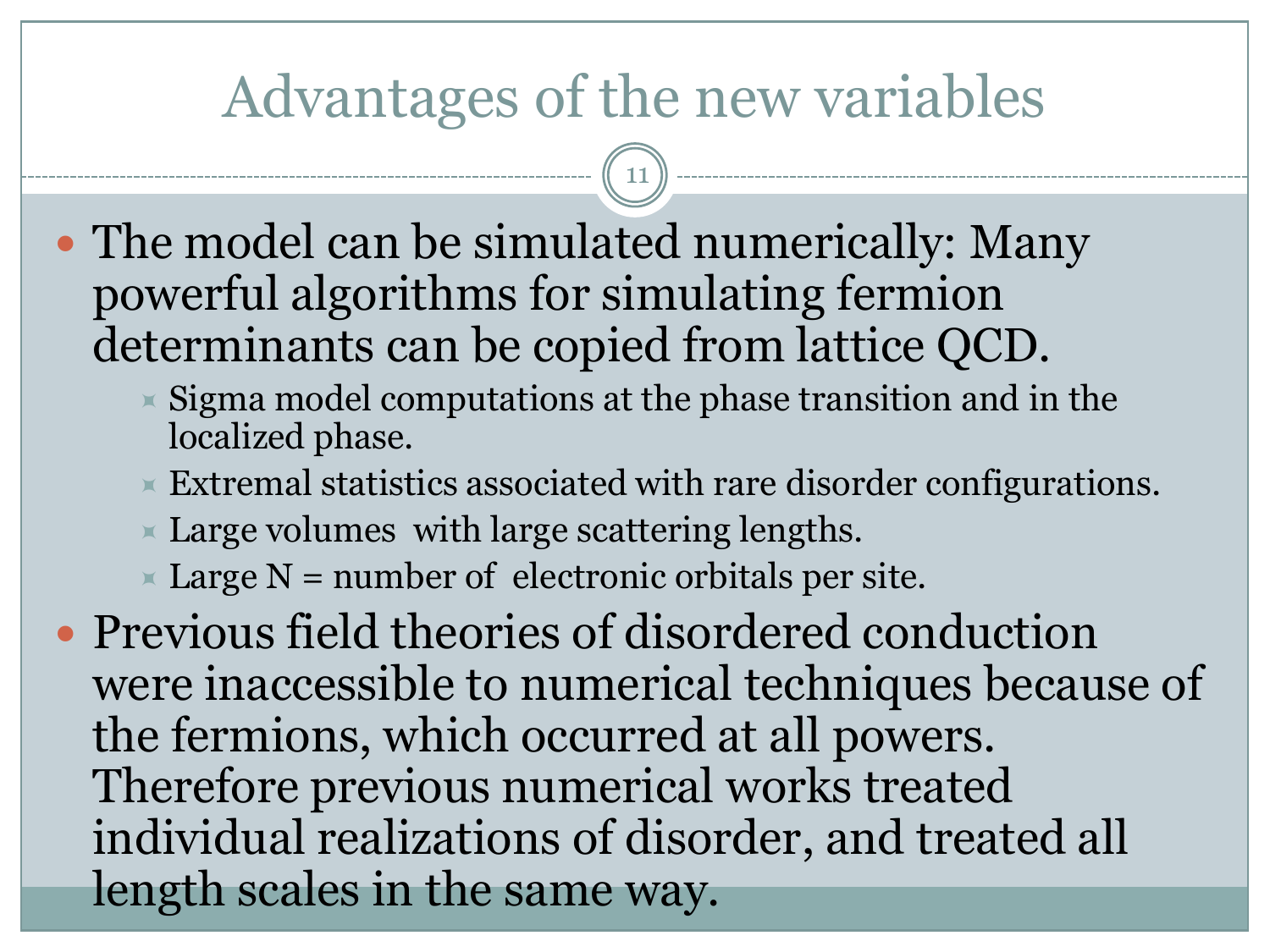# Advantages of the new variables

- The model can be simulated numerically: Many powerful algorithms for simulating fermion determinants can be copied from lattice QCD.
  - Sigma model computations at the phase transition and in the localized phase.
  - Extremal statistics associated with rare disorder configurations.
  - Large volumes with large scattering lengths.
  - Large N = number of electronic orbitals per site.
- Previous field theories of disordered conduction were inaccessible to numerical techniques because of the fermions, which occurred at all powers. Therefore previous numerical works treated individual realizations of disorder, and treated all length scales in the same way.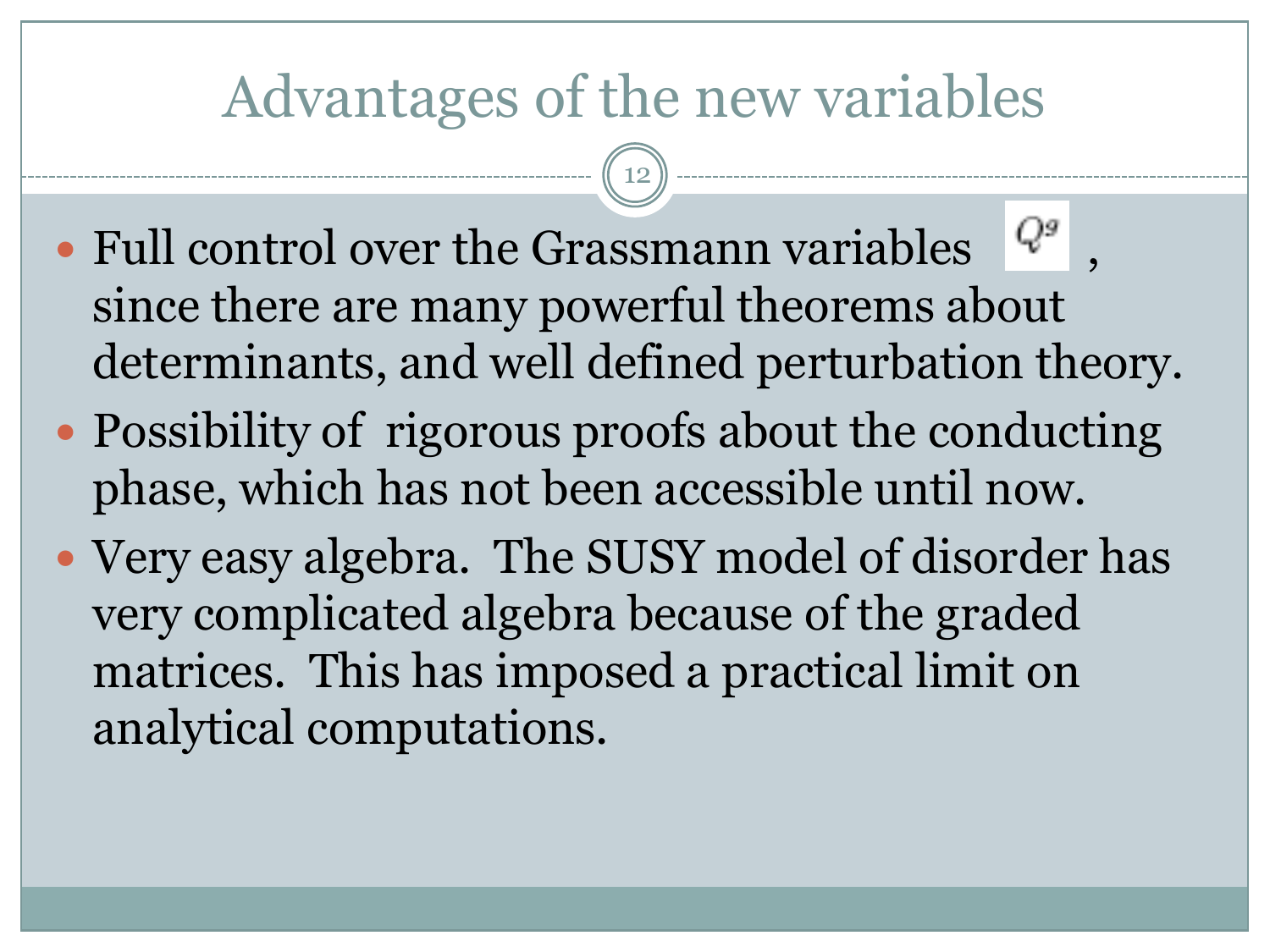# Advantages of the new variables

- Full control over the Grassmann variables $Q^g$ , since there are many powerful theorems about determinants, and well defined perturbation theory.
- Possibility of rigorous proofs about the conducting phase, which has not been accessible until now.
- Very easy algebra. The SUSY model of disorder has very complicated algebra because of the graded matrices. This has imposed a practical limit on analytical computations.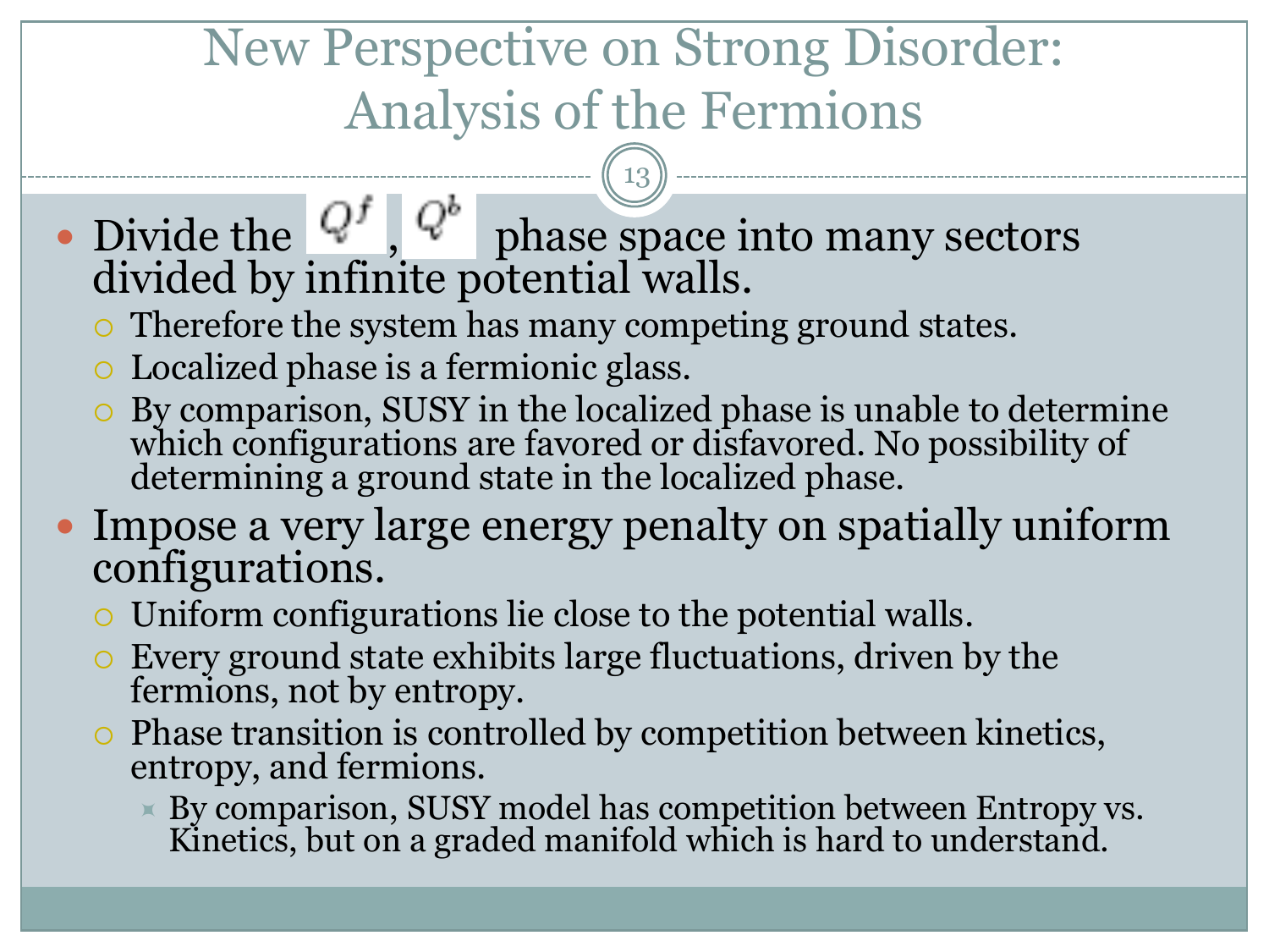# New Perspective on Strong Disorder: Analysis of the Fermions

- Divide the $Q^f$, $Q^b$ phase space into many sectors divided by infinite potential walls.
  - Therefore the system has many competing ground states.
  - Localized phase is a fermionic glass.
  - By comparison, SUSY in the localized phase is unable to determine which configurations are favored or disfavored. No possibility of determining a ground state in the localized phase.
- Impose a very large energy penalty on spatially uniform configurations.
  - Uniform configurations lie close to the potential walls.
  - Every ground state exhibits large fluctuations, driven by the fermions, not by entropy.
  - Phase transition is controlled by competition between kinetics, entropy, and fermions.
    - By comparison, SUSY model has competition between Entropy vs. Kinetics, but on a graded manifold which is hard to understand.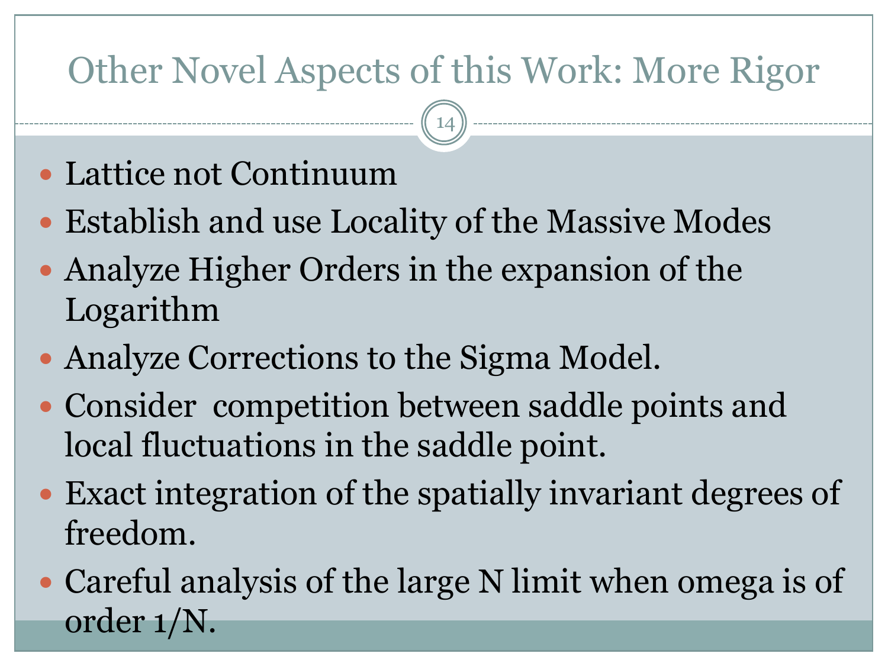# Other Novel Aspects of this Work: More Rigor

- Lattice not Continuum
- Establish and use Locality of the Massive Modes
- Analyze Higher Orders in the expansion of the Logarithm
- Analyze Corrections to the Sigma Model.
- Consider competition between saddle points and local fluctuations in the saddle point.
- Exact integration of the spatially invariant degrees of freedom.
- Careful analysis of the large N limit when omega is of order 1/N.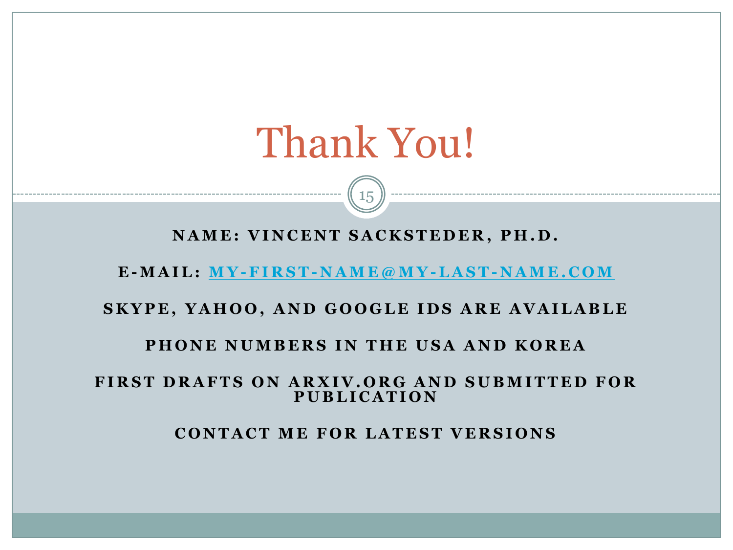# Thank You!

**NAME: VINCENT SACKSTEDER, PH.D.**

**E-MAIL: MY-FIRST-NAME@MY-LAST-NAME.COM**

**SKYPE, YAHOO, AND GOOGLE IDS ARE AVAILABLE**

**PHONE NUMBERS IN THE USA AND KOREA**

**FIRST DRAFTS ON ARXIV.ORG AND SUBMITTED FOR PUBLICATION**

**CONTACT ME FOR LATEST VERSIONS**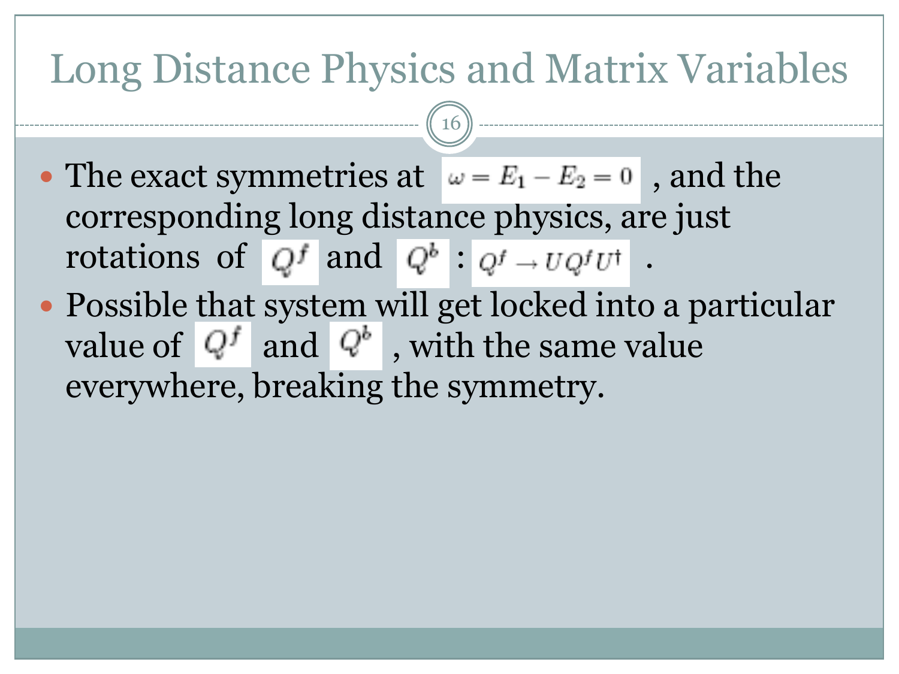# Long Distance Physics and Matrix Variables

- The exact symmetries at $\omega = E_1 - E_2 = 0$ , and the corresponding long distance physics, are just rotations of $Q^f$ and $Q^b$ : $Q^f \rightarrow UQ^fU^\dagger$ .
- Possible that system will get locked into a particular value of $Q^f$ and $Q^b$ , with the same value everywhere, breaking the symmetry.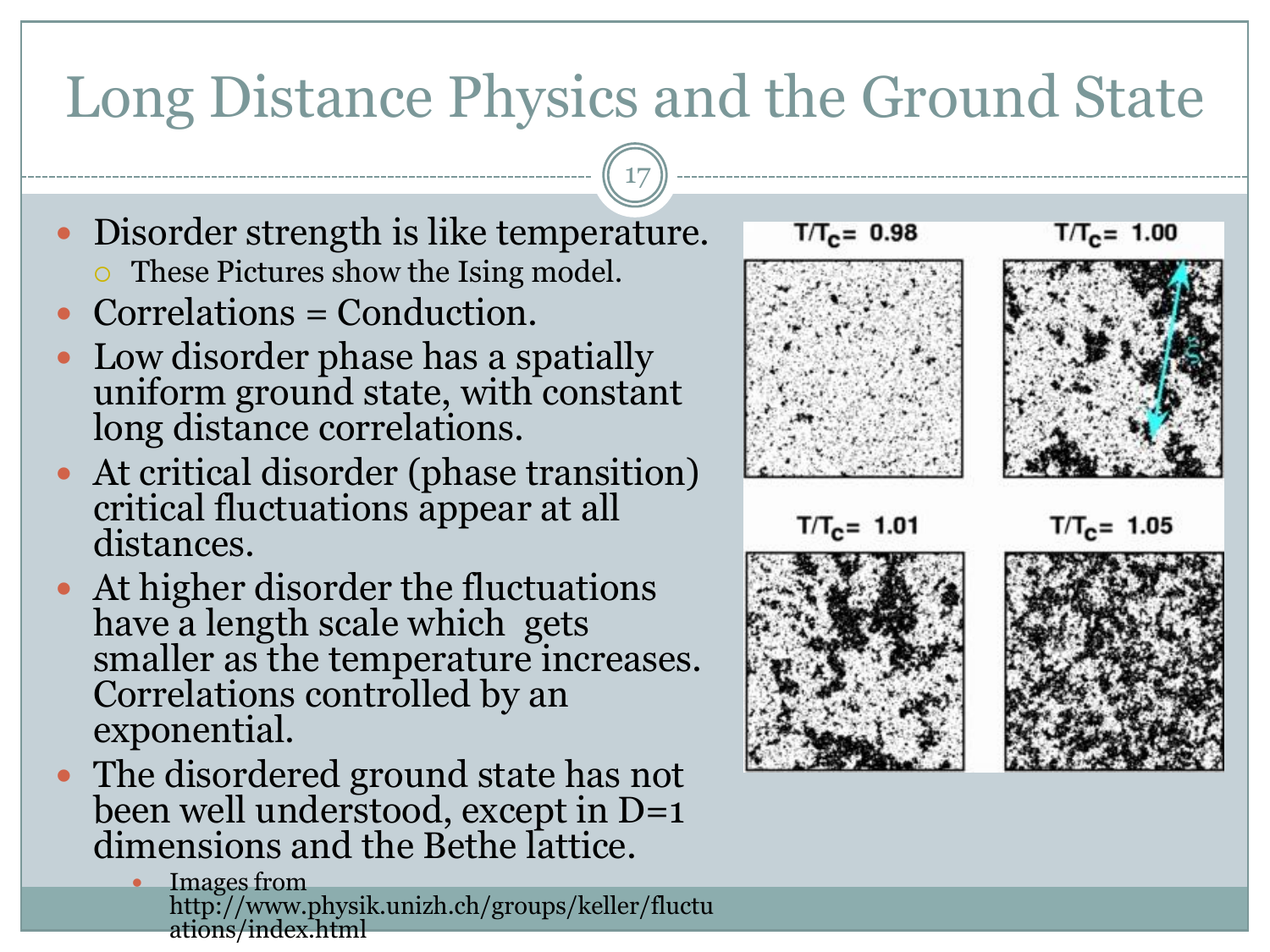# Long Distance Physics and the Ground State

- Disorder strength is like temperature.
  - These Pictures show the Ising model.
- Correlations = Conduction.
- Low disorder phase has a spatially uniform ground state, with constant long distance correlations.
- At critical disorder (phase transition) critical fluctuations appear at all distances.
- At higher disorder the fluctuations have a length scale which gets smaller as the temperature increases. Correlations controlled by an exponential.
- The disordered ground state has not been well understood, except in D=1 dimensions and the Bethe lattice.
  - Images from http://www.physik.unizh.ch/groups/keller/fluctuations/index.html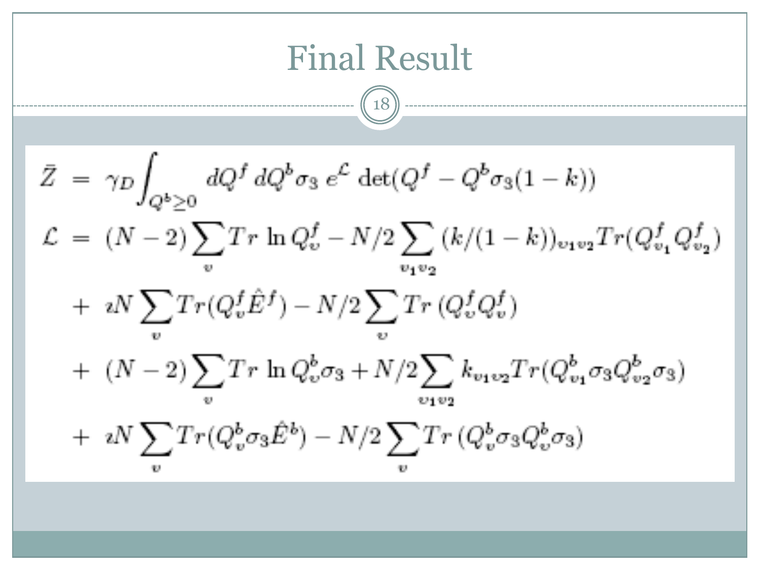# Final Result

$$
\begin{aligned}
\bar{Z} &= \gamma_D \int_{Q^b \geq 0} dQ^f \, dQ^b \sigma_3 \, e^{\mathcal{L}} \det(Q^f - Q^b \sigma_3 (1-k)) \\
\mathcal{L} &= (N-2) \sum_v Tr \ln Q^f_v - N/2 \sum_{v_1 v_2} (k/(1-k))_{v_1 v_2} Tr(Q^f_{v_1} Q^f_{v_2}) \\
&+ \imath N \sum_v Tr(Q^f_v \hat{E}^f) - N/2 \sum_v Tr\,(Q^f_v Q^f_v) \\
&+ (N-2) \sum_v Tr \ln Q^b_v \sigma_3 + N/2 \sum_{v_1 v_2} k_{v_1 v_2} Tr(Q^b_{v_1} \sigma_3 Q^b_{v_2} \sigma_3) \\
&+ \imath N \sum_v Tr(Q^b_v \sigma_3 \hat{E}^b) - N/2 \sum_v Tr\,(Q^b_v \sigma_3 Q^b_v \sigma_3)
\end{aligned}
$$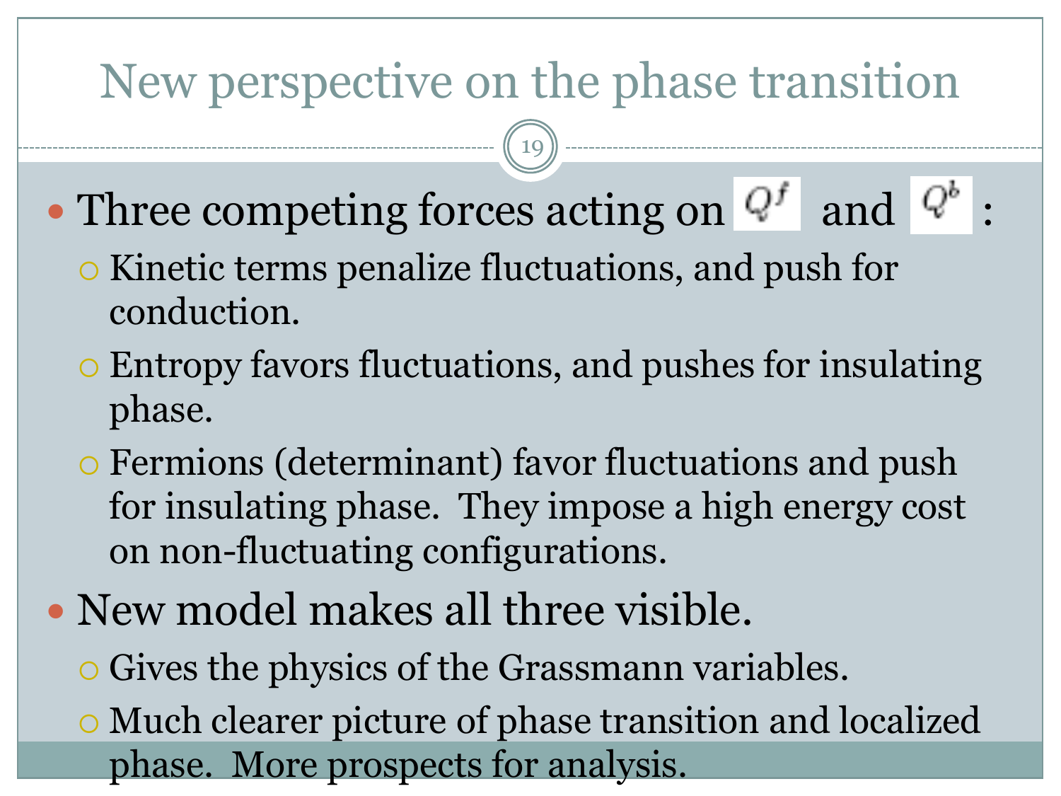# New perspective on the phase transition

- Three competing forces acting on $Q^f$ and $Q^b$ :
  - Kinetic terms penalize fluctuations, and push for conduction.
  - Entropy favors fluctuations, and pushes for insulating phase.
  - Fermions (determinant) favor fluctuations and push for insulating phase. They impose a high energy cost on non-fluctuating configurations.
- New model makes all three visible.
  - Gives the physics of the Grassmann variables.
  - Much clearer picture of phase transition and localized phase. More prospects for analysis.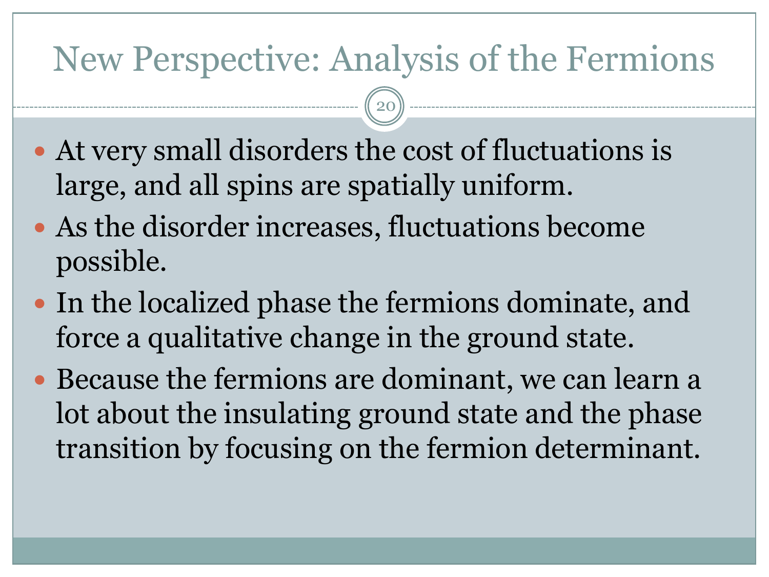# New Perspective: Analysis of the Fermions

- At very small disorders the cost of fluctuations is large, and all spins are spatially uniform.
- As the disorder increases, fluctuations become possible.
- In the localized phase the fermions dominate, and force a qualitative change in the ground state.
- Because the fermions are dominant, we can learn a lot about the insulating ground state and the phase transition by focusing on the fermion determinant.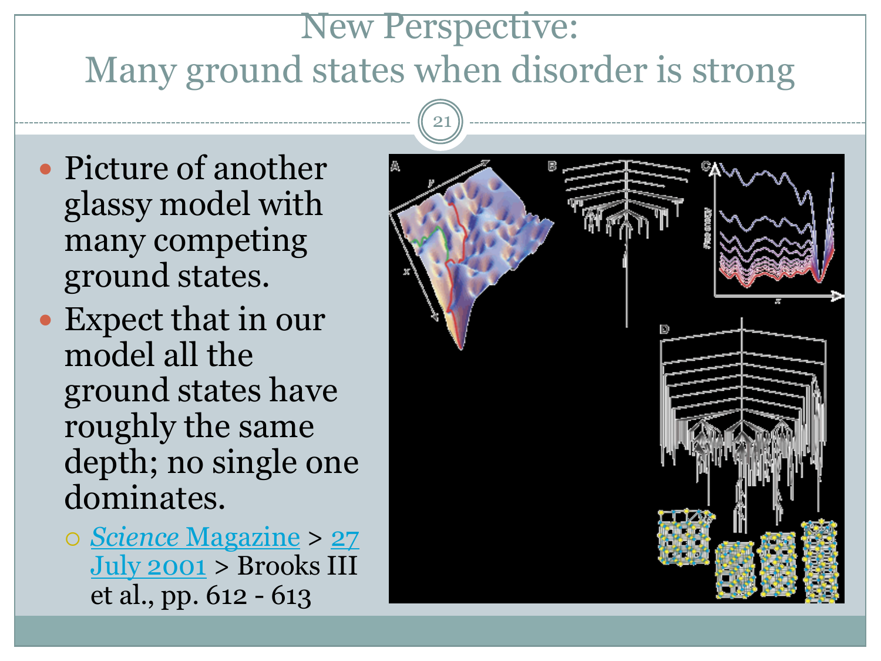# New Perspective: Many ground states when disorder is strong

- Picture of another glassy model with many competing ground states.
- Expect that in our model all the ground states have roughly the same depth; no single one dominates.
  - *Science* Magazine > 27 July 2001 > Brooks III et al., pp. 612 - 613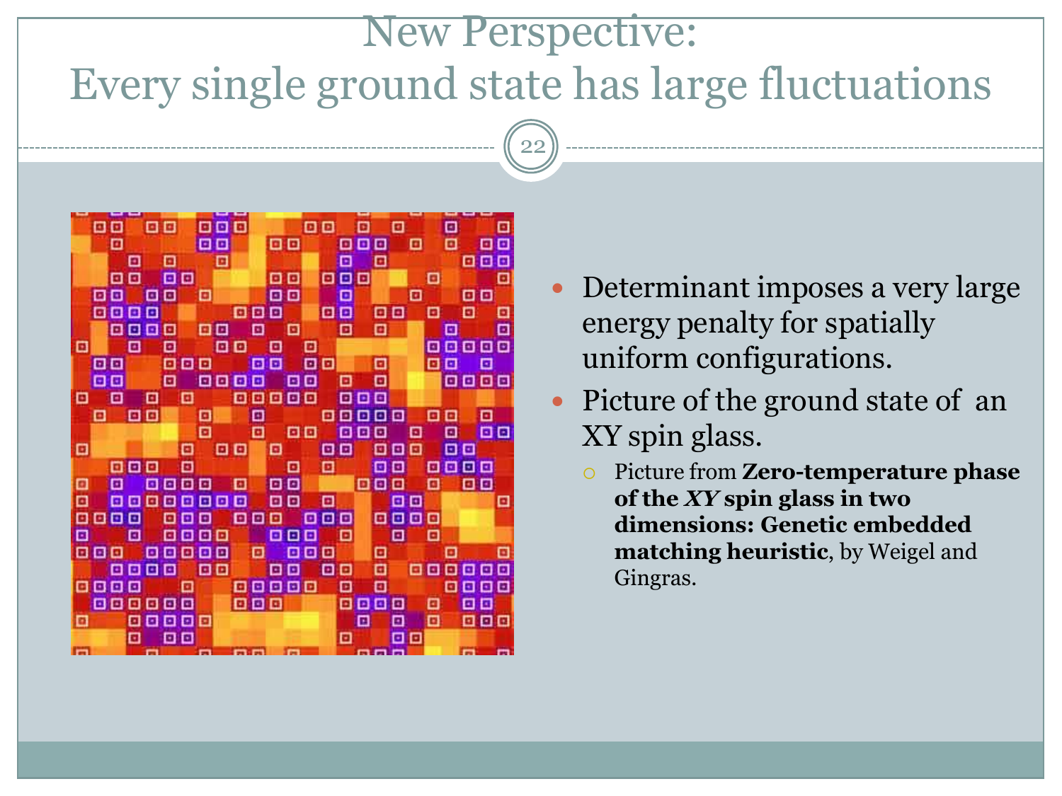# New Perspective: Every single ground state has large fluctuations

- Determinant imposes a very large energy penalty for spatially uniform configurations.
- Picture of the ground state of an XY spin glass.
  - Picture from **Zero-temperature phase of the *XY* spin glass in two dimensions: Genetic embedded matching heuristic**, by Weigel and Gingras.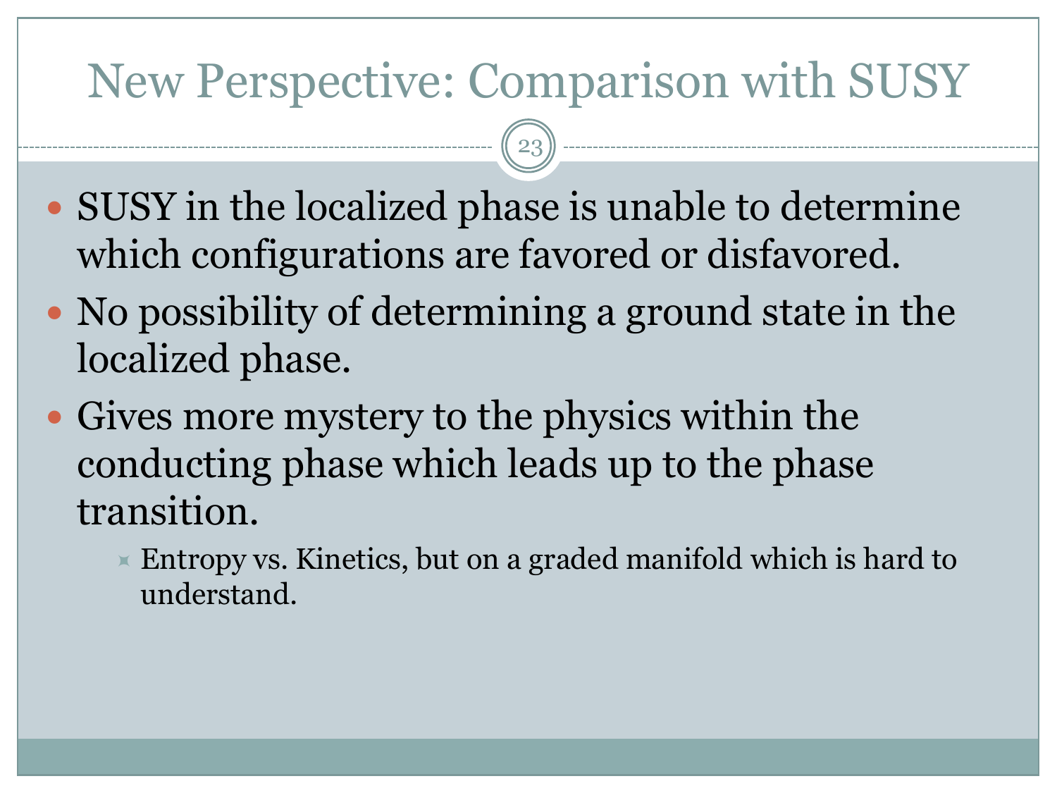# New Perspective: Comparison with SUSY

- SUSY in the localized phase is unable to determine which configurations are favored or disfavored.
- No possibility of determining a ground state in the localized phase.
- Gives more mystery to the physics within the conducting phase which leads up to the phase transition.
  - Entropy vs. Kinetics, but on a graded manifold which is hard to understand.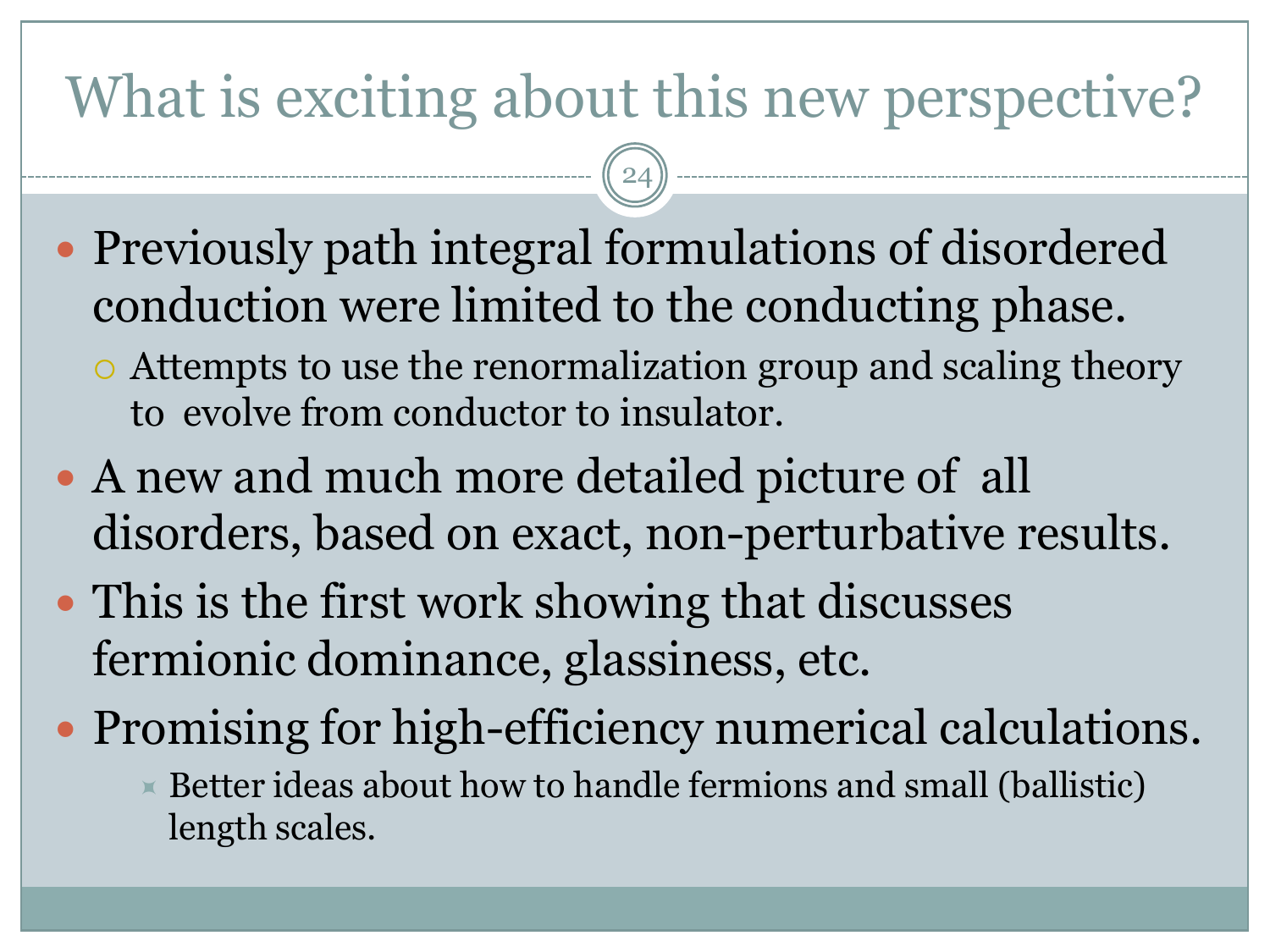# What is exciting about this new perspective?

- Previously path integral formulations of disordered conduction were limited to the conducting phase.
  - Attempts to use the renormalization group and scaling theory to evolve from conductor to insulator.
- A new and much more detailed picture of all disorders, based on exact, non-perturbative results.
- This is the first work showing that discusses fermionic dominance, glassiness, etc.
- Promising for high-efficiency numerical calculations.
  - Better ideas about how to handle fermions and small (ballistic) length scales.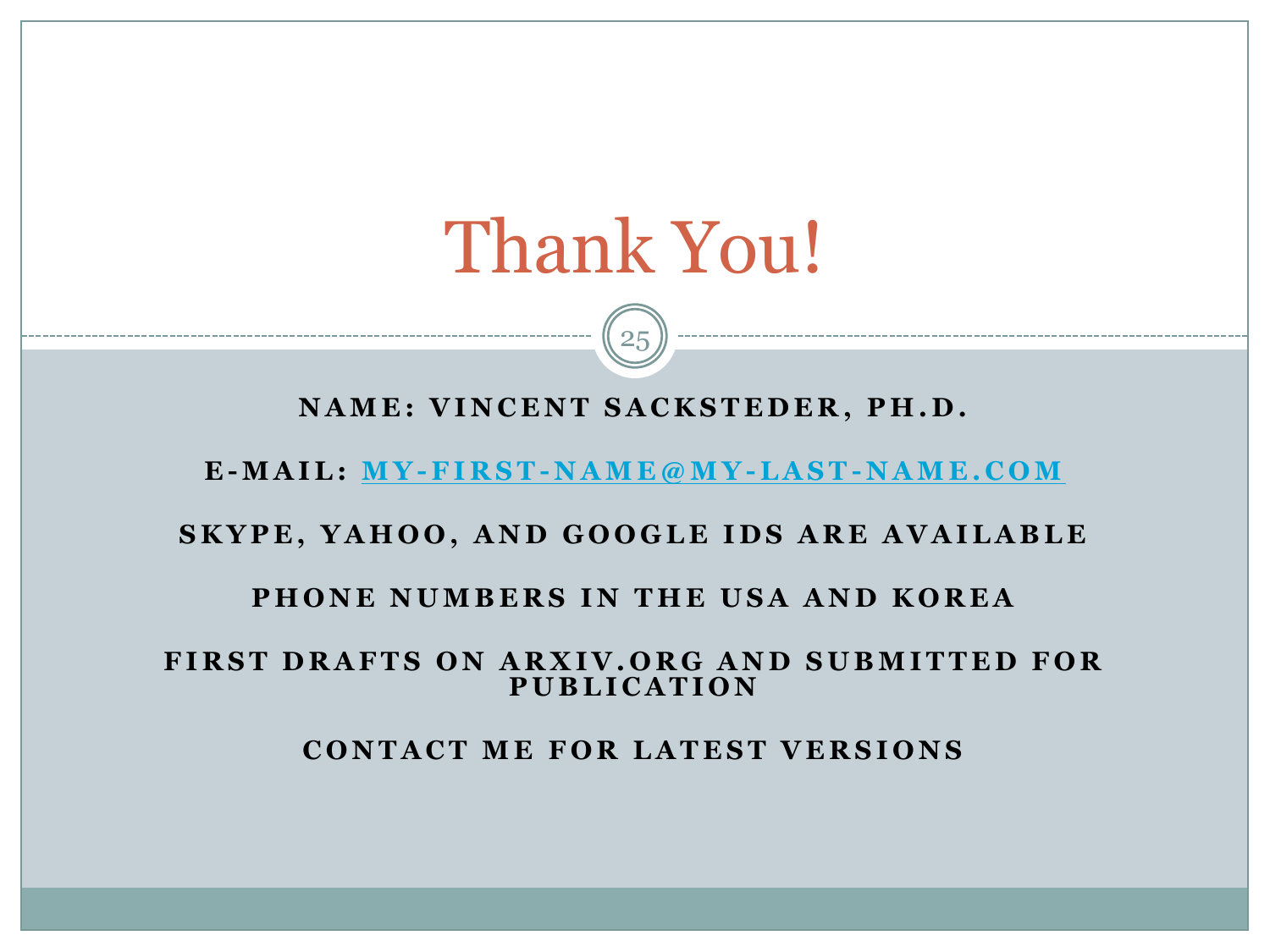# Thank You!

**NAME: VINCENT SACKSTEDER, PH.D.**

**E-MAIL: MY-FIRST-NAME@MY-LAST-NAME.COM**

**SKYPE, YAHOO, AND GOOGLE IDS ARE AVAILABLE**

**PHONE NUMBERS IN THE USA AND KOREA**

**FIRST DRAFTS ON ARXIV.ORG AND SUBMITTED FOR PUBLICATION**

**CONTACT ME FOR LATEST VERSIONS**